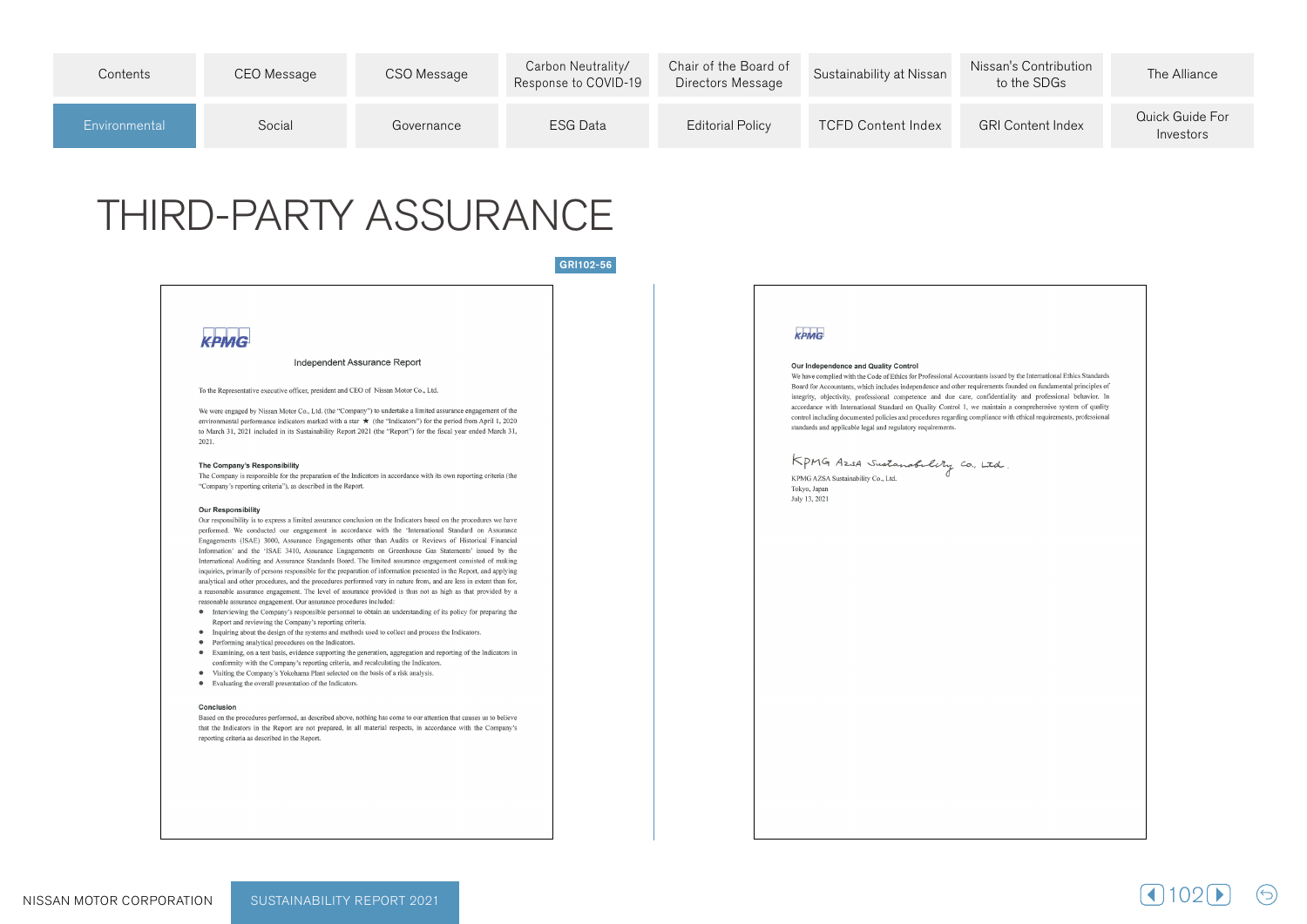# THIRD-PARTY ASSURANCE

GRI102-56

KPMG

## Independent Assurance Report

To the Representative executive officer, president and CEO of Nissan Motor Co., Ltd.

We were engaged by Nissan Motor Co., Ltd. (the "Company") to undertake a limited assurance engagement of the environmental performance indicators marked with a star ★ (the "Indicators") for the period from April 1, 2020 to March 31, 2021 included in its Sustainability Report 2021 (the "Report") for the fiscal year ended March 31, 2021.

### The Company's Responsibility

The Company is responsible for the preparation of the Indicators in accordance with its own reporting criteria (the "Company's reporting criteria"), as described in the Report.

### Our Responsibility

Our responsibility is to express a limited assurance conclusion on the Indicators based on the procedures we have performed. We conducted our engagement in accordance with the 'International Standard on Assurance Engagements (ISAE) 3000, Assurance Engagements other than Audits or Reviews of Historical Financial Information' and the 'ISAE 3410, Assurance Engagements on Greenhouse Gas Statements' issued by the International Auditing and Assurance Standards Board. The limited assurance engagement consisted of making inquiries, primarily of persons responsible for the preparation of information presented in the Report, and applying analytical and other procedures, and the procedures performed vary in nature from, and are less in extent than for, a reasonable assurance engagement. The level of assurance provided is thus not as high as that provided by a reasonable assurance engagement. Our assurance procedures included:

- Interviewing the Company's responsible personnel to obtain an understanding of its policy for preparing the Report and reviewing the Company's reporting criteria.
- Inquiring about the design of the systems and methods used to collect and process the Indicators.
- Performing analytical procedures on the Indicators.
- Examining, on a test basis, evidence supporting the generation, aggregation and reporting of the Indicators in conformity with the Company's reporting criteria, and recalculating the Indicators.
- Visiting the Company's Yokohama Plant selected on the basis of a risk analysis.
- Evaluating the overall presentation of the Indicators.

### Conclusion

Based on the procedures performed, as described above, nothing has come to our attention that causes us to believe that the Indicators in the Report are not prepared, in all material respects, in accordance with the Company's reporting criteria as described in the Report.

KPMG

### Our Independence and Quality Control

We have complied with the Code of Ethics for Professional Accountants issued by the International Ethics Standards Board for Accountants, which includes independence and other requirements founded on fundamental principles of integrity, objectivity, professional competence and due care, confidentiality and professional behavior. In accordance with International Standard on Quality Control 1, we maintain a comprehensive system of quality control including documented policies and procedures regarding compliance with ethical requirements, professional standards and applicable legal and regulatory requirements.

KPMG AZSA Sustainability Co., Ltd.

KPMG AZSA Sustainability Co., Ltd.
Tokyo, Japan
July 13, 2021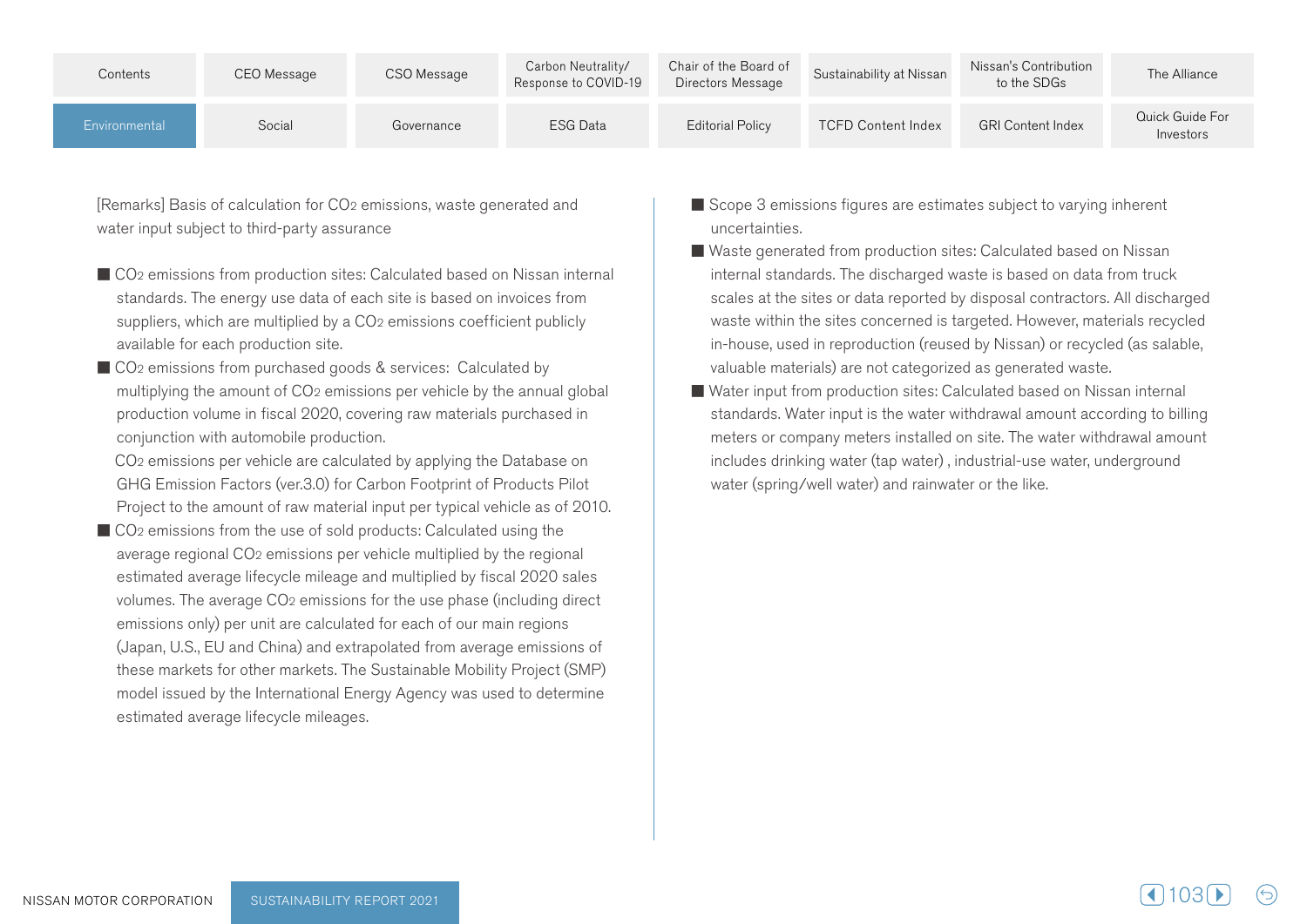[Remarks] Basis of calculation for $CO_2$ emissions, waste generated and water input subject to third-party assurance

- $CO_2$ emissions from production sites: Calculated based on Nissan internal standards. The energy use data of each site is based on invoices from suppliers, which are multiplied by a $CO_2$ emissions coefficient publicly available for each production site.
- $CO_2$ emissions from purchased goods & services: Calculated by multiplying the amount of $CO_2$ emissions per vehicle by the annual global production volume in fiscal 2020, covering raw materials purchased in conjunction with automobile production.
  $CO_2$ emissions per vehicle are calculated by applying the Database on GHG Emission Factors (ver.3.0) for Carbon Footprint of Products Pilot Project to the amount of raw material input per typical vehicle as of 2010.
- $CO_2$ emissions from the use of sold products: Calculated using the average regional $CO_2$ emissions per vehicle multiplied by the regional estimated average lifecycle mileage and multiplied by fiscal 2020 sales volumes. The average $CO_2$ emissions for the use phase (including direct emissions only) per unit are calculated for each of our main regions (Japan, U.S., EU and China) and extrapolated from average emissions of these markets for other markets. The Sustainable Mobility Project (SMP) model issued by the International Energy Agency was used to determine estimated average lifecycle mileages.
- Scope 3 emissions figures are estimates subject to varying inherent uncertainties.
- Waste generated from production sites: Calculated based on Nissan internal standards. The discharged waste is based on data from truck scales at the sites or data reported by disposal contractors. All discharged waste within the sites concerned is targeted. However, materials recycled in-house, used in reproduction (reused by Nissan) or recycled (as salable, valuable materials) are not categorized as generated waste.
- Water input from production sites: Calculated based on Nissan internal standards. Water input is the water withdrawal amount according to billing meters or company meters installed on site. The water withdrawal amount includes drinking water (tap water) , industrial-use water, underground water (spring/well water) and rainwater or the like.